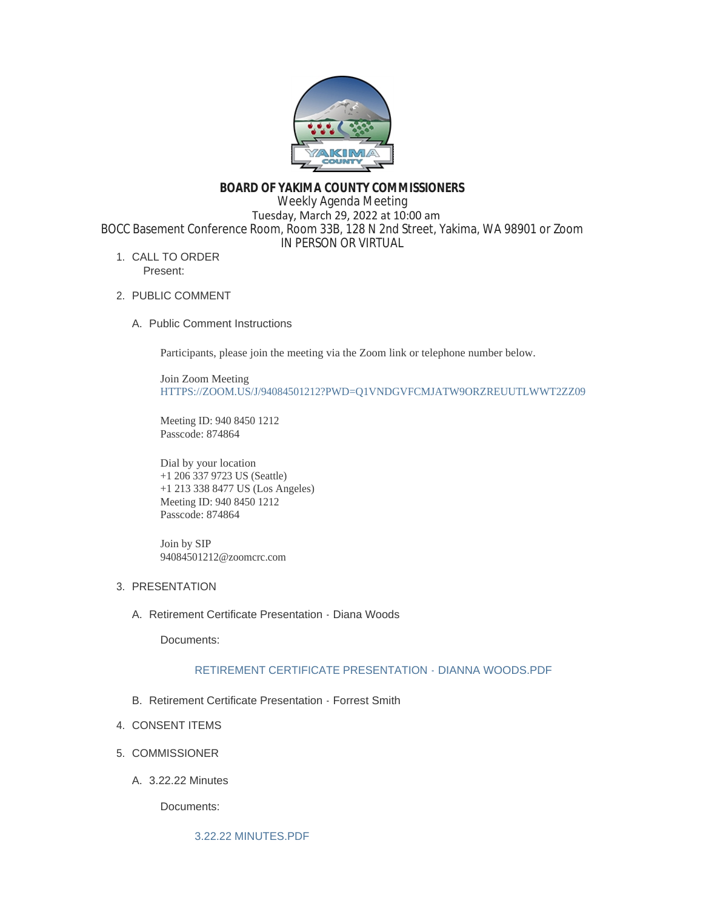# BOARD OF YAKIMA COUNTY COMMISSIONERS

Weekly Agenda Meeting

Tuesday, March 29, 2022 at 10:00 am

BOCC Basement Conference Room, Room 33B, 128 N 2nd Street, Yakima, WA 98901 or Zoom

IN PERSON OR VIRTUAL

1. CALL TO ORDER
   Present:

2. PUBLIC COMMENT

   A. Public Comment Instructions

      Participants, please join the meeting via the Zoom link or telephone number below.

      Join Zoom Meeting
      HTTPS://ZOOM.US/J/94084501212?PWD=Q1VNDGVFCMJATW9ORZREUUTLWWT2ZZ09

      Meeting ID: 940 8450 1212
      Passcode: 874864

      Dial by your location
      +1 206 337 9723 US (Seattle)
      +1 213 338 8477 US (Los Angeles)
      Meeting ID: 940 8450 1212
      Passcode: 874864

      Join by SIP
      94084501212@zoomcrc.com

3. PRESENTATION

   A. Retirement Certificate Presentation - Diana Woods

      Documents:

      RETIREMENT CERTIFICATE PRESENTATION - DIANNA WOODS.PDF

   B. Retirement Certificate Presentation - Forrest Smith

4. CONSENT ITEMS

5. COMMISSIONER

   A. 3.22.22 Minutes

      Documents:

      3.22.22 MINUTES.PDF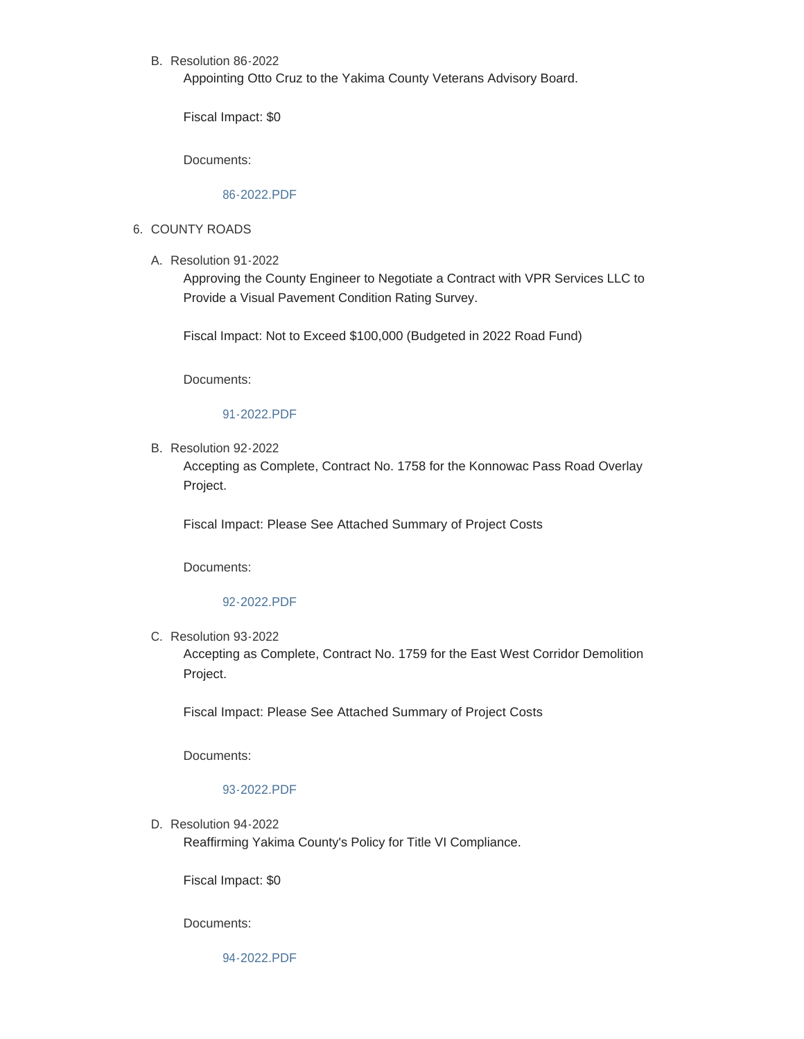B. Resolution 86-2022

Appointing Otto Cruz to the Yakima County Veterans Advisory Board.

Fiscal Impact: $0

Documents:

86-2022.PDF

6. COUNTY ROADS

A. Resolution 91-2022

Approving the County Engineer to Negotiate a Contract with VPR Services LLC to Provide a Visual Pavement Condition Rating Survey.

Fiscal Impact: Not to Exceed $100,000 (Budgeted in 2022 Road Fund)

Documents:

91-2022.PDF

B. Resolution 92-2022

Accepting as Complete, Contract No. 1758 for the Konnowac Pass Road Overlay Project.

Fiscal Impact: Please See Attached Summary of Project Costs

Documents:

92-2022.PDF

C. Resolution 93-2022

Accepting as Complete, Contract No. 1759 for the East West Corridor Demolition Project.

Fiscal Impact: Please See Attached Summary of Project Costs

Documents:

93-2022.PDF

D. Resolution 94-2022

Reaffirming Yakima County's Policy for Title VI Compliance.

Fiscal Impact: $0

Documents:

94-2022.PDF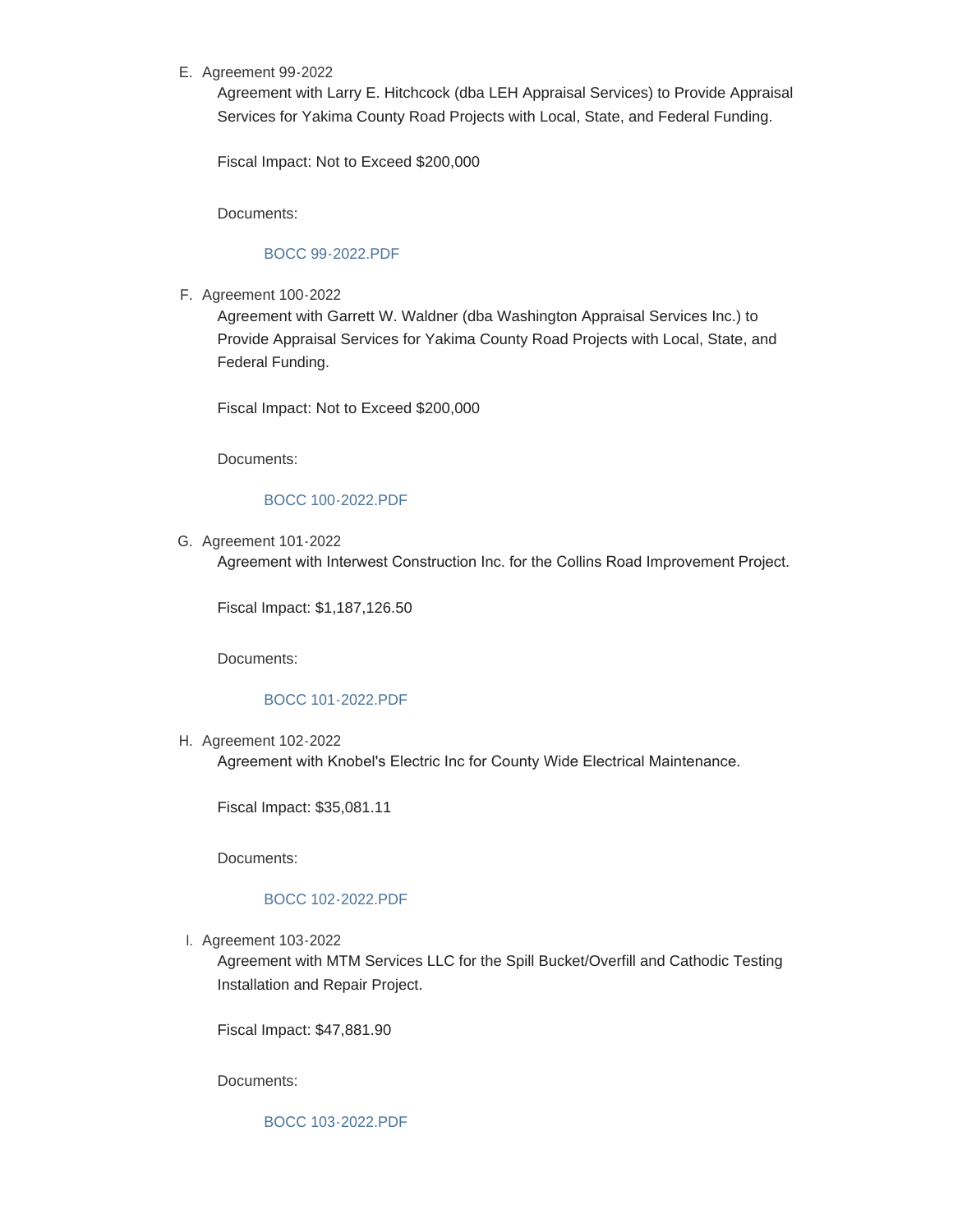E. Agreement 99-2022

Agreement with Larry E. Hitchcock (dba LEH Appraisal Services) to Provide Appraisal Services for Yakima County Road Projects with Local, State, and Federal Funding.

Fiscal Impact: Not to Exceed $200,000

Documents:

BOCC 99-2022.PDF

F. Agreement 100-2022

Agreement with Garrett W. Waldner (dba Washington Appraisal Services Inc.) to Provide Appraisal Services for Yakima County Road Projects with Local, State, and Federal Funding.

Fiscal Impact: Not to Exceed $200,000

Documents:

BOCC 100-2022.PDF

G. Agreement 101-2022

Agreement with Interwest Construction Inc. for the Collins Road Improvement Project.

Fiscal Impact: $1,187,126.50

Documents:

BOCC 101-2022.PDF

H. Agreement 102-2022

Agreement with Knobel's Electric Inc for County Wide Electrical Maintenance.

Fiscal Impact: $35,081.11

Documents:

BOCC 102-2022.PDF

I. Agreement 103-2022

Agreement with MTM Services LLC for the Spill Bucket/Overfill and Cathodic Testing Installation and Repair Project.

Fiscal Impact: $47,881.90

Documents:

BOCC 103-2022.PDF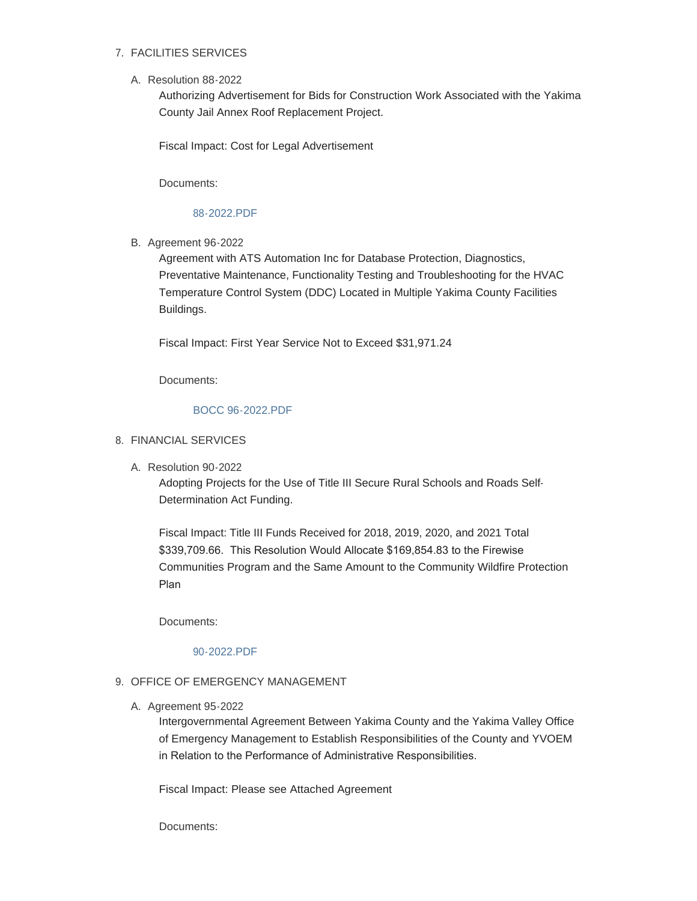7. FACILITIES SERVICES

   A. Resolution 88-2022

      Authorizing Advertisement for Bids for Construction Work Associated with the Yakima County Jail Annex Roof Replacement Project.

      Fiscal Impact: Cost for Legal Advertisement

      Documents:

      88-2022.PDF

   B. Agreement 96-2022

      Agreement with ATS Automation Inc for Database Protection, Diagnostics, Preventative Maintenance, Functionality Testing and Troubleshooting for the HVAC Temperature Control System (DDC) Located in Multiple Yakima County Facilities Buildings.

      Fiscal Impact: First Year Service Not to Exceed $31,971.24

      Documents:

      BOCC 96-2022.PDF

8. FINANCIAL SERVICES

   A. Resolution 90-2022

      Adopting Projects for the Use of Title III Secure Rural Schools and Roads Self-Determination Act Funding.

      Fiscal Impact: Title III Funds Received for 2018, 2019, 2020, and 2021 Total $339,709.66. This Resolution Would Allocate $169,854.83 to the Firewise Communities Program and the Same Amount to the Community Wildfire Protection Plan

      Documents:

      90-2022.PDF

9. OFFICE OF EMERGENCY MANAGEMENT

   A. Agreement 95-2022

      Intergovernmental Agreement Between Yakima County and the Yakima Valley Office of Emergency Management to Establish Responsibilities of the County and YVOEM in Relation to the Performance of Administrative Responsibilities.

      Fiscal Impact: Please see Attached Agreement

      Documents: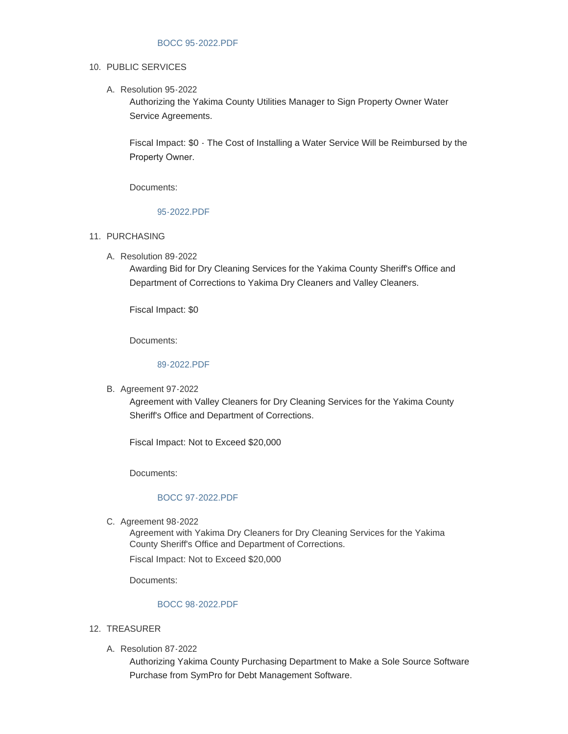BOCC 95-2022.PDF

10. PUBLIC SERVICES

   A. Resolution 95-2022

      Authorizing the Yakima County Utilities Manager to Sign Property Owner Water Service Agreements.

      Fiscal Impact: $0 - The Cost of Installing a Water Service Will be Reimbursed by the Property Owner.

      Documents:

      95-2022.PDF

11. PURCHASING

   A. Resolution 89-2022

      Awarding Bid for Dry Cleaning Services for the Yakima County Sheriff's Office and Department of Corrections to Yakima Dry Cleaners and Valley Cleaners.

      Fiscal Impact: $0

      Documents:

      89-2022.PDF

   B. Agreement 97-2022

      Agreement with Valley Cleaners for Dry Cleaning Services for the Yakima County Sheriff's Office and Department of Corrections.

      Fiscal Impact: Not to Exceed $20,000

      Documents:

      BOCC 97-2022.PDF

   C. Agreement 98-2022

      Agreement with Yakima Dry Cleaners for Dry Cleaning Services for the Yakima County Sheriff's Office and Department of Corrections.

      Fiscal Impact: Not to Exceed $20,000

      Documents:

      BOCC 98-2022.PDF

12. TREASURER

   A. Resolution 87-2022

      Authorizing Yakima County Purchasing Department to Make a Sole Source Software Purchase from SymPro for Debt Management Software.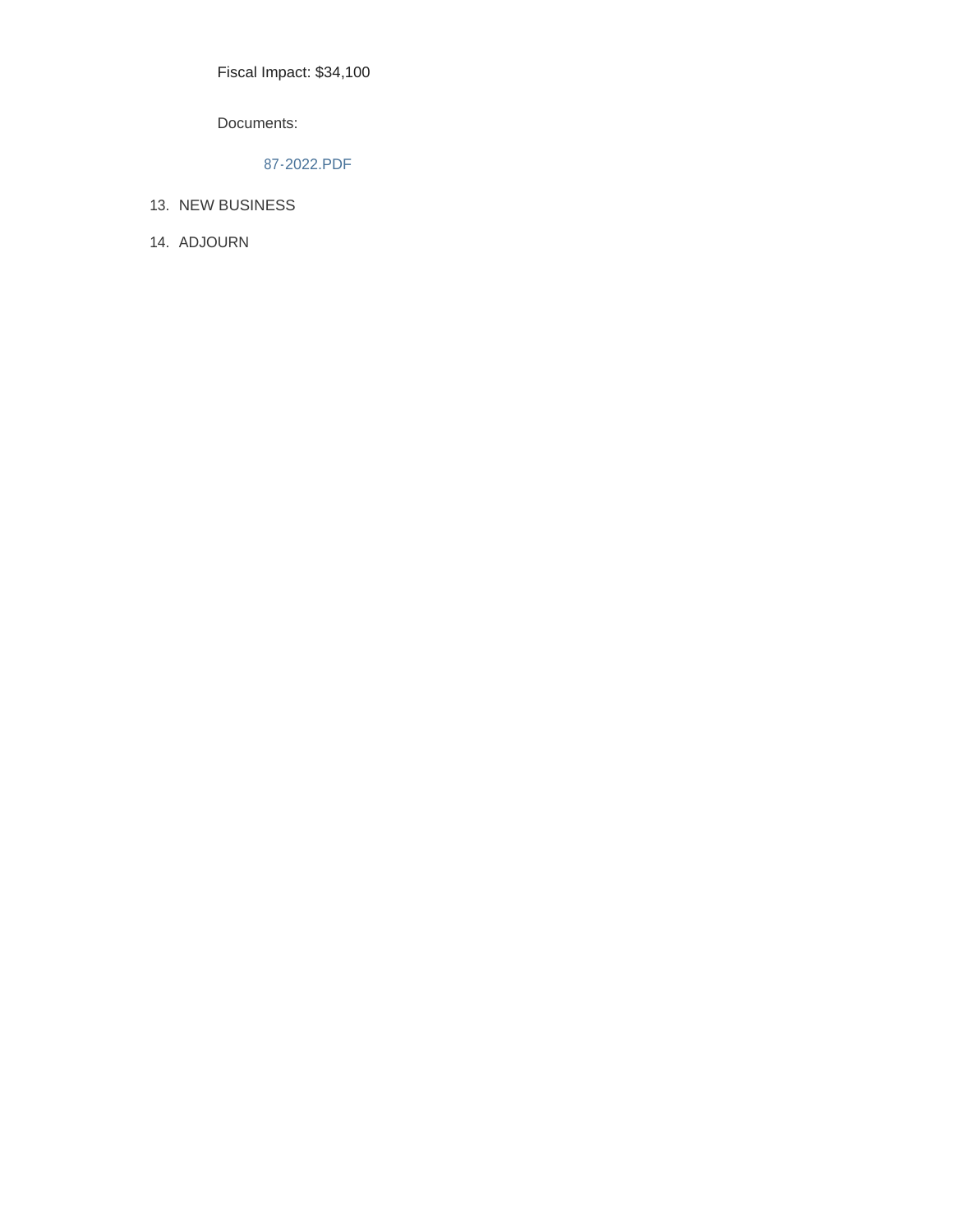Fiscal Impact: $34,100

Documents:

87-2022.PDF

13. NEW BUSINESS

14. ADJOURN